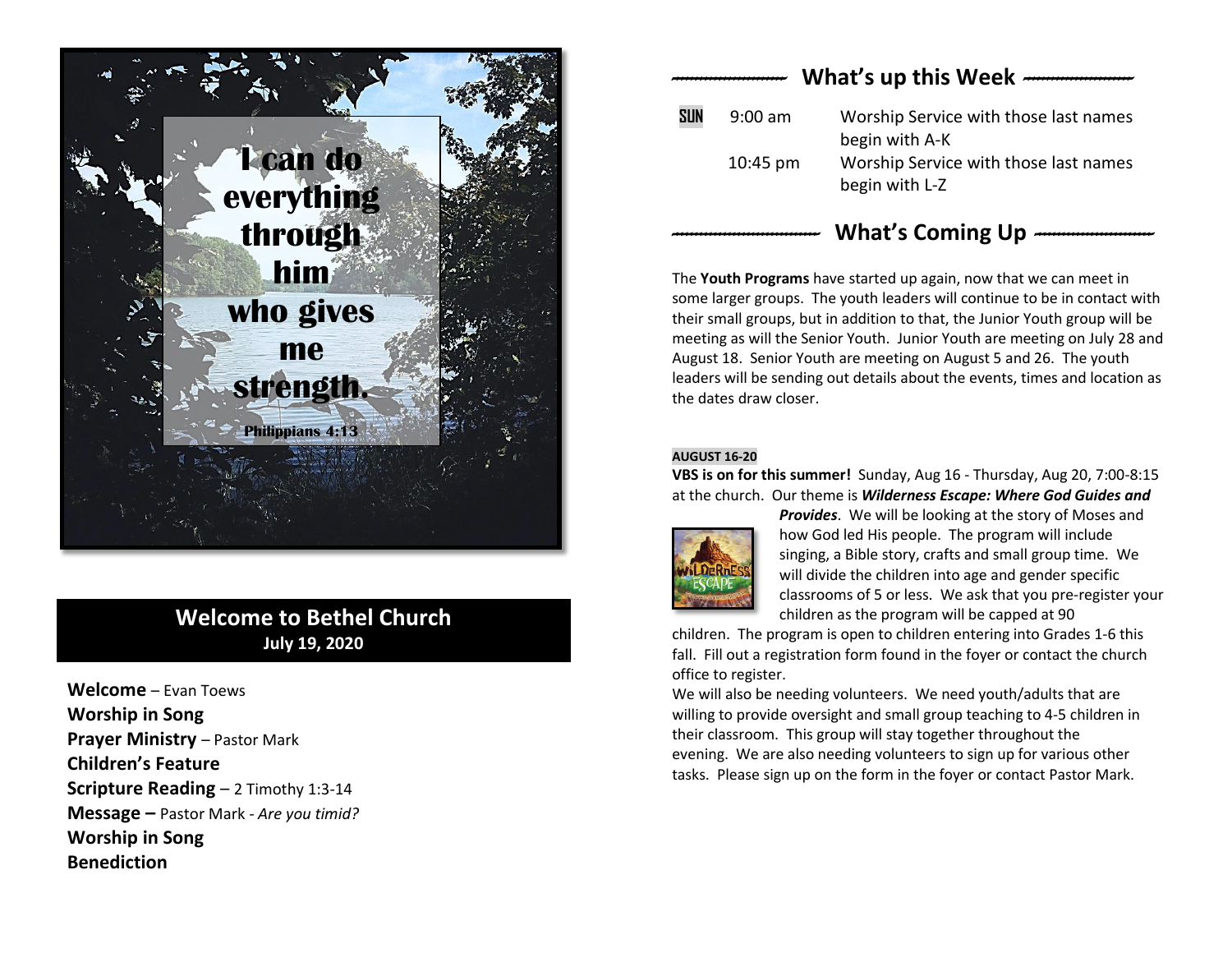I can do everything through him who gives me strength.

Philippians 4:13

## Welcome to Bethel Church

**July 19, 2020**

**Welcome** – Evan Toews
**Worship in Song**
**Prayer Ministry** – Pastor Mark
**Children's Feature**
**Scripture Reading** – 2 Timothy 1:3-14
**Message –** Pastor Mark - *Are you timid?*
**Worship in Song**
**Benediction**

## What's up this Week

| | | |
|---|---|---|
| SUN | 9:00 am | Worship Service with those last names begin with A-K |
| | 10:45 pm | Worship Service with those last names begin with L-Z |

## What's Coming Up

The **Youth Programs** have started up again, now that we can meet in some larger groups. The youth leaders will continue to be in contact with their small groups, but in addition to that, the Junior Youth group will be meeting as will the Senior Youth. Junior Youth are meeting on July 28 and August 18. Senior Youth are meeting on August 5 and 26. The youth leaders will be sending out details about the events, times and location as the dates draw closer.

**AUGUST 16-20**

**VBS is on for this summer!** Sunday, Aug 16 - Thursday, Aug 20, 7:00-8:15 at the church. Our theme is ***Wilderness Escape: Where God Guides and Provides***. We will be looking at the story of Moses and how God led His people. The program will include singing, a Bible story, crafts and small group time. We will divide the children into age and gender specific classrooms of 5 or less. We ask that you pre-register your children as the program will be capped at 90 children. The program is open to children entering into Grades 1-6 this fall. Fill out a registration form found in the foyer or contact the church office to register.

We will also be needing volunteers. We need youth/adults that are willing to provide oversight and small group teaching to 4-5 children in their classroom. This group will stay together throughout the evening. We are also needing volunteers to sign up for various other tasks. Please sign up on the form in the foyer or contact Pastor Mark.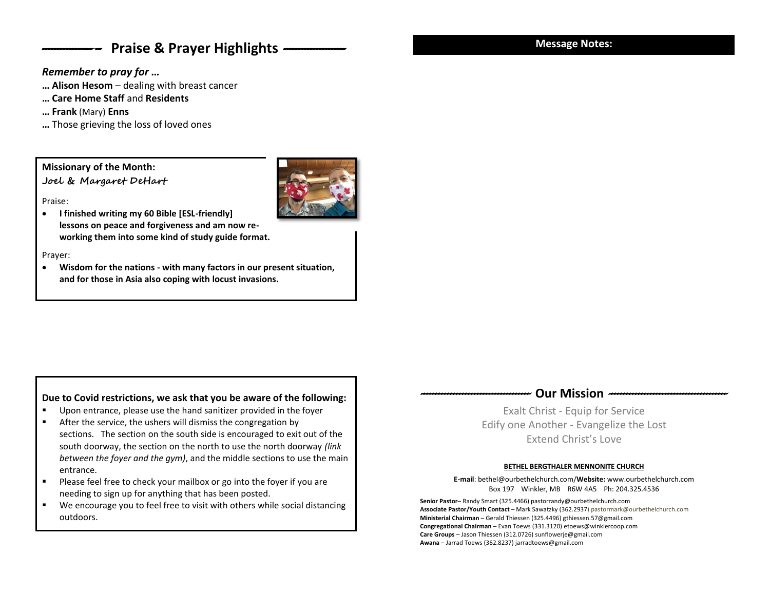## Praise & Prayer Highlights

***Remember to pray for …***

**… Alison Hesom** – dealing with breast cancer
**… Care Home Staff** and **Residents**
**… Frank** (Mary) **Enns**
**…** Those grieving the loss of loved ones

**Missionary of the Month:**
**Joel & Margaret DeHart**

Praise:

- **I finished writing my 60 Bible [ESL-friendly] lessons on peace and forgiveness and am now re-working them into some kind of study guide format.**

Prayer:

- **Wisdom for the nations - with many factors in our present situation, and for those in Asia also coping with locust invasions.**

**Due to Covid restrictions, we ask that you be aware of the following:**

- Upon entrance, please use the hand sanitizer provided in the foyer
- After the service, the ushers will dismiss the congregation by sections. The section on the south side is encouraged to exit out of the south doorway, the section on the north to use the north doorway *(link between the foyer and the gym)*, and the middle sections to use the main entrance.
- Please feel free to check your mailbox or go into the foyer if you are needing to sign up for anything that has been posted.
- We encourage you to feel free to visit with others while social distancing outdoors.

**Message Notes:**

## Our Mission

Exalt Christ - Equip for Service
Edify one Another - Evangelize the Lost
Extend Christ's Love

**BETHEL BERGTHALER MENNONITE CHURCH**

**E-mail**: bethel@ourbethelchurch.com/**Website:** www.ourbethelchurch.com
Box 197 Winkler, MB R6W 4A5 Ph: 204.325.4536

**Senior Pastor**– Randy Smart (325.4466) pastorrandy@ourbethelchurch.com
**Associate Pastor/Youth Contact** – Mark Sawatzky (362.2937) pastormark@ourbethelchurch.com
**Ministerial Chairman** – Gerald Thiessen (325.4496) gthiessen.57@gmail.com
**Congregational Chairman** – Evan Toews (331.3120) etoews@winklercoop.com
**Care Groups** – Jason Thiessen (312.0726) sunflowerje@gmail.com
**Awana** – Jarrad Toews (362.8237) jarradtoews@gmail.com